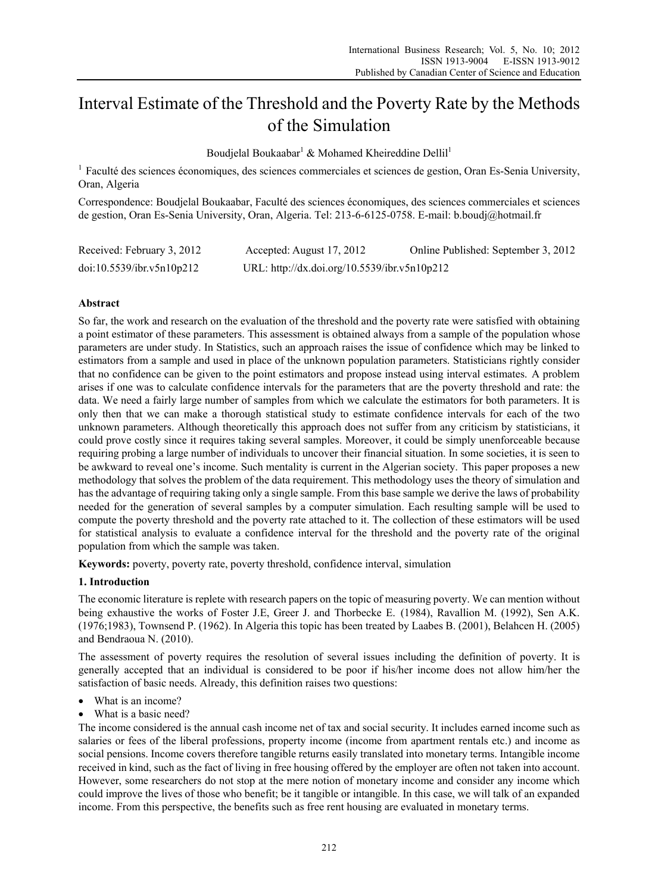# Interval Estimate of the Threshold and the Poverty Rate by the Methods of the Simulation

Boudjelal Boukaabar[1] & Mohamed Kheireddine Dellil[1]

[1] Faculté des sciences économiques, des sciences commerciales et sciences de gestion, Oran Es-Senia University, Oran, Algeria

Correspondence: Boudjelal Boukaabar, Faculté des sciences économiques, des sciences commerciales et sciences de gestion, Oran Es-Senia University, Oran, Algeria. Tel: 213-6-6125-0758. E-mail: b.boudj@hotmail.fr

Received: February 3, 2012 Accepted: August 17, 2012 Online Published: September 3, 2012

doi:10.5539/ibr.v5n10p212 URL: http://dx.doi.org/10.5539/ibr.v5n10p212

## Abstract

So far, the work and research on the evaluation of the threshold and the poverty rate were satisfied with obtaining a point estimator of these parameters. This assessment is obtained always from a sample of the population whose parameters are under study. In Statistics, such an approach raises the issue of confidence which may be linked to estimators from a sample and used in place of the unknown population parameters. Statisticians rightly consider that no confidence can be given to the point estimators and propose instead using interval estimates. A problem arises if one was to calculate confidence intervals for the parameters that are the poverty threshold and rate: the data. We need a fairly large number of samples from which we calculate the estimators for both parameters. It is only then that we can make a thorough statistical study to estimate confidence intervals for each of the two unknown parameters. Although theoretically this approach does not suffer from any criticism by statisticians, it could prove costly since it requires taking several samples. Moreover, it could be simply unenforceable because requiring probing a large number of individuals to uncover their financial situation. In some societies, it is seen to be awkward to reveal one's income. Such mentality is current in the Algerian society. This paper proposes a new methodology that solves the problem of the data requirement. This methodology uses the theory of simulation and has the advantage of requiring taking only a single sample. From this base sample we derive the laws of probability needed for the generation of several samples by a computer simulation. Each resulting sample will be used to compute the poverty threshold and the poverty rate attached to it. The collection of these estimators will be used for statistical analysis to evaluate a confidence interval for the threshold and the poverty rate of the original population from which the sample was taken.

**Keywords:** poverty, poverty rate, poverty threshold, confidence interval, simulation

## 1. Introduction

The economic literature is replete with research papers on the topic of measuring poverty. We can mention without being exhaustive the works of Foster J.E, Greer J. and Thorbecke E. (1984), Ravallion M. (1992), Sen A.K. (1976;1983), Townsend P. (1962). In Algeria this topic has been treated by Laabes B. (2001), Belahcen H. (2005) and Bendraoua N. (2010).

The assessment of poverty requires the resolution of several issues including the definition of poverty. It is generally accepted that an individual is considered to be poor if his/her income does not allow him/her the satisfaction of basic needs. Already, this definition raises two questions:

- What is an income?
- What is a basic need?

The income considered is the annual cash income net of tax and social security. It includes earned income such as salaries or fees of the liberal professions, property income (income from apartment rentals etc.) and income as social pensions. Income covers therefore tangible returns easily translated into monetary terms. Intangible income received in kind, such as the fact of living in free housing offered by the employer are often not taken into account. However, some researchers do not stop at the mere notion of monetary income and consider any income which could improve the lives of those who benefit; be it tangible or intangible. In this case, we will talk of an expanded income. From this perspective, the benefits such as free rent housing are evaluated in monetary terms.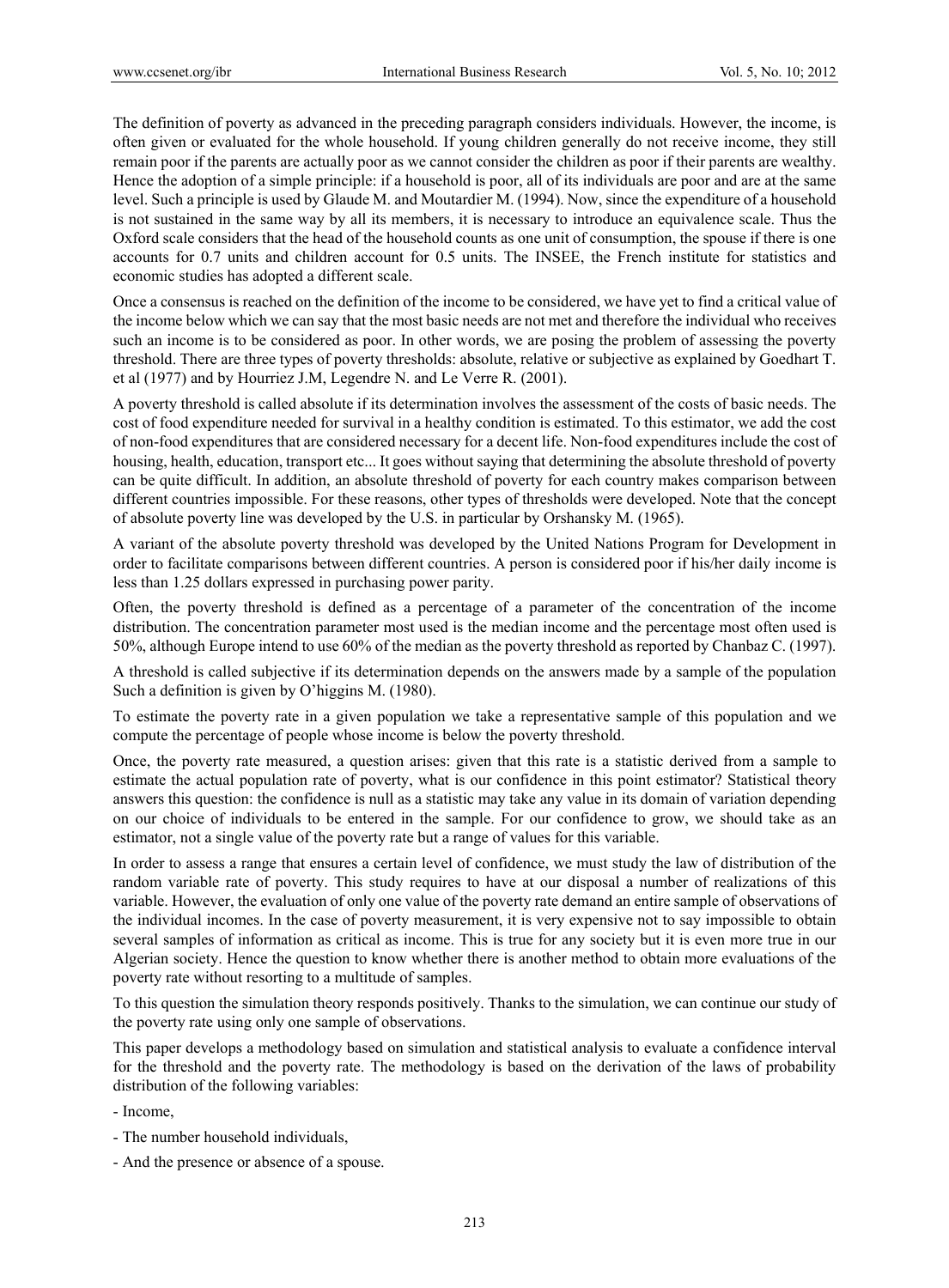The definition of poverty as advanced in the preceding paragraph considers individuals. However, the income, is often given or evaluated for the whole household. If young children generally do not receive income, they still remain poor if the parents are actually poor as we cannot consider the children as poor if their parents are wealthy. Hence the adoption of a simple principle: if a household is poor, all of its individuals are poor and are at the same level. Such a principle is used by Glaude M. and Moutardier M. (1994). Now, since the expenditure of a household is not sustained in the same way by all its members, it is necessary to introduce an equivalence scale. Thus the Oxford scale considers that the head of the household counts as one unit of consumption, the spouse if there is one accounts for 0.7 units and children account for 0.5 units. The INSEE, the French institute for statistics and economic studies has adopted a different scale.

Once a consensus is reached on the definition of the income to be considered, we have yet to find a critical value of the income below which we can say that the most basic needs are not met and therefore the individual who receives such an income is to be considered as poor. In other words, we are posing the problem of assessing the poverty threshold. There are three types of poverty thresholds: absolute, relative or subjective as explained by Goedhart T. et al (1977) and by Hourriez J.M, Legendre N. and Le Verre R. (2001).

A poverty threshold is called absolute if its determination involves the assessment of the costs of basic needs. The cost of food expenditure needed for survival in a healthy condition is estimated. To this estimator, we add the cost of non-food expenditures that are considered necessary for a decent life. Non-food expenditures include the cost of housing, health, education, transport etc... It goes without saying that determining the absolute threshold of poverty can be quite difficult. In addition, an absolute threshold of poverty for each country makes comparison between different countries impossible. For these reasons, other types of thresholds were developed. Note that the concept of absolute poverty line was developed by the U.S. in particular by Orshansky M. (1965).

A variant of the absolute poverty threshold was developed by the United Nations Program for Development in order to facilitate comparisons between different countries. A person is considered poor if his/her daily income is less than 1.25 dollars expressed in purchasing power parity.

Often, the poverty threshold is defined as a percentage of a parameter of the concentration of the income distribution. The concentration parameter most used is the median income and the percentage most often used is 50%, although Europe intend to use 60% of the median as the poverty threshold as reported by Chanbaz C. (1997).

A threshold is called subjective if its determination depends on the answers made by a sample of the population Such a definition is given by O'higgins M. (1980).

To estimate the poverty rate in a given population we take a representative sample of this population and we compute the percentage of people whose income is below the poverty threshold.

Once, the poverty rate measured, a question arises: given that this rate is a statistic derived from a sample to estimate the actual population rate of poverty, what is our confidence in this point estimator? Statistical theory answers this question: the confidence is null as a statistic may take any value in its domain of variation depending on our choice of individuals to be entered in the sample. For our confidence to grow, we should take as an estimator, not a single value of the poverty rate but a range of values for this variable.

In order to assess a range that ensures a certain level of confidence, we must study the law of distribution of the random variable rate of poverty. This study requires to have at our disposal a number of realizations of this variable. However, the evaluation of only one value of the poverty rate demand an entire sample of observations of the individual incomes. In the case of poverty measurement, it is very expensive not to say impossible to obtain several samples of information as critical as income. This is true for any society but it is even more true in our Algerian society. Hence the question to know whether there is another method to obtain more evaluations of the poverty rate without resorting to a multitude of samples.

To this question the simulation theory responds positively. Thanks to the simulation, we can continue our study of the poverty rate using only one sample of observations.

This paper develops a methodology based on simulation and statistical analysis to evaluate a confidence interval for the threshold and the poverty rate. The methodology is based on the derivation of the laws of probability distribution of the following variables:

- Income,

- The number household individuals,

- And the presence or absence of a spouse.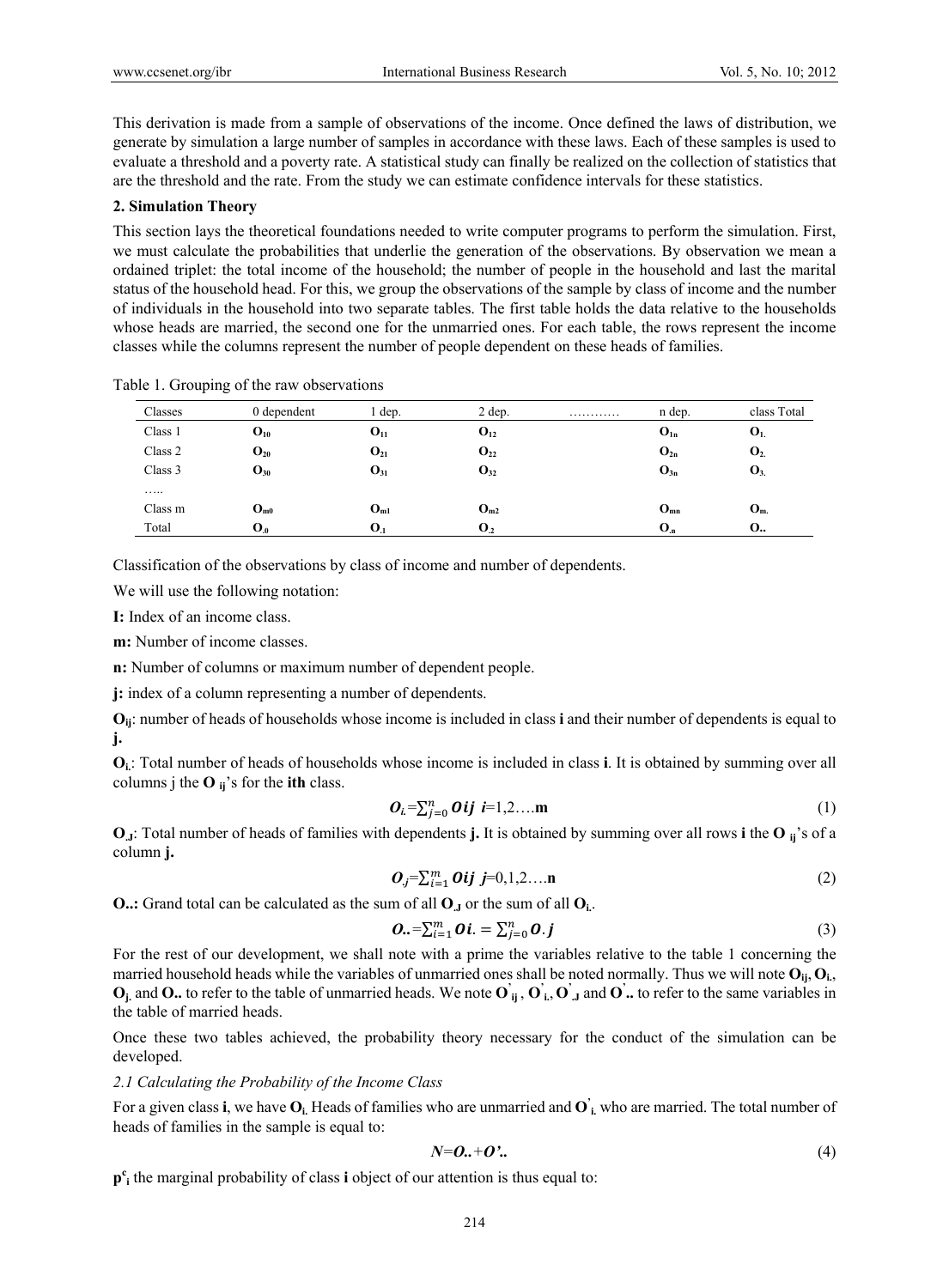This derivation is made from a sample of observations of the income. Once defined the laws of distribution, we generate by simulation a large number of samples in accordance with these laws. Each of these samples is used to evaluate a threshold and a poverty rate. A statistical study can finally be realized on the collection of statistics that are the threshold and the rate. From the study we can estimate confidence intervals for these statistics.

## 2. Simulation Theory

This section lays the theoretical foundations needed to write computer programs to perform the simulation. First, we must calculate the probabilities that underlie the generation of the observations. By observation we mean a ordained triplet: the total income of the household; the number of people in the household and last the marital status of the household head. For this, we group the observations of the sample by class of income and the number of individuals in the household into two separate tables. The first table holds the data relative to the households whose heads are married, the second one for the unmarried ones. For each table, the rows represent the income classes while the columns represent the number of people dependent on these heads of families.

Table 1. Grouping of the raw observations

| Classes | 0 dependent | 1 dep. | 2 dep. | ………… | n dep. | class Total |
|---|---|---|---|---|---|---|
| Class 1 | $O_{10}$ | $O_{11}$ | $O_{12}$ | | $O_{1n}$ | $O_{1.}$ |
| Class 2 | $O_{20}$ | $O_{21}$ | $O_{22}$ | | $O_{2n}$ | $O_{2.}$ |
| Class 3 | $O_{30}$ | $O_{31}$ | $O_{32}$ | | $O_{3n}$ | $O_{3.}$ |
| ….. | | | | | | |
| Class m | $O_{m0}$ | $O_{m1}$ | $O_{m2}$ | | $O_{mn}$ | $O_{m.}$ |
| Total | $O_{.0}$ | $O_{.1}$ | $O_{.2}$ | | $O_{.n}$ | $O_{..}$ |

Classification of the observations by class of income and number of dependents.

We will use the following notation:

**I:** Index of an income class.

**m:** Number of income classes.

**n:** Number of columns or maximum number of dependent people.

**j:** index of a column representing a number of dependents.

$O_{ij}$: number of heads of households whose income is included in class **i** and their number of dependents is equal to **j.**

$O_{i.}$: Total number of heads of households whose income is included in class **i**. It is obtained by summing over all columns j the $O_{ij}$'s for the **ith** class.

$$O_{i.}=\sum_{j=0}^{n} O_{ij} \quad i=1,2\ldots.m \tag{1}$$

$O_{.J}$: Total number of heads of families with dependents **j.** It is obtained by summing over all rows **i** the $O_{ij}$'s of a column **j.**

$$O_{.j}=\sum_{i=1}^{m} O_{ij} \quad j=0,1,2\ldots.n \tag{2}$$

$O_{..}$**:** Grand total can be calculated as the sum of all $O_{.J}$ or the sum of all $O_{i.}$.

$$O_{..}=\sum_{i=1}^{m} O_{i.} = \sum_{j=0}^{n} O_{.j} \tag{3}$$

For the rest of our development, we shall note with a prime the variables relative to the table 1 concerning the married household heads while the variables of unmarried ones shall be noted normally. Thus we will note $O_{ij}$, $O_{i.}$, $O_{j.}$ and $O_{..}$ to refer to the table of unmarried heads. We note $O'_{ij}$, $O'_{i.}$, $O'_{.J}$ and $O'_{..}$ to refer to the same variables in the table of married heads.

Once these two tables achieved, the probability theory necessary for the conduct of the simulation can be developed.

### *2.1 Calculating the Probability of the Income Class*

For a given class **i**, we have $O_{i.}$ Heads of families who are unmarried and $O'_{i.}$ who are married. The total number of heads of families in the sample is equal to:

$$N=O_{..}+O'_{..} \tag{4}$$

$p^{c}_{i}$ the marginal probability of class **i** object of our attention is thus equal to: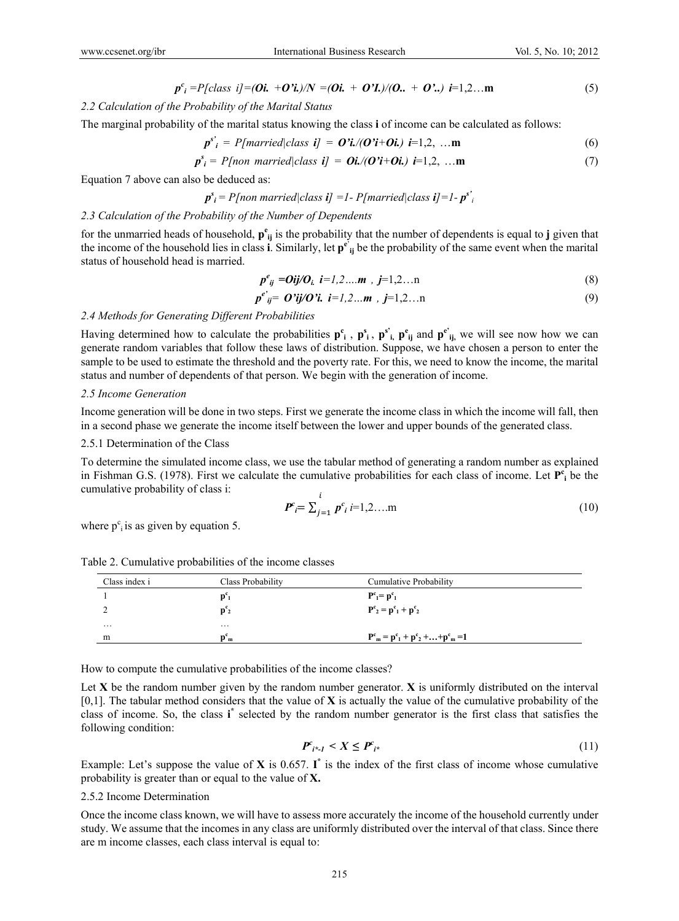$$p^c_i = P[class\ i] = (Oi. + O'i.)/N = (Oi. + O'I.)/(O.. + O'..) \quad i=1,2\ldots\mathbf{m} \tag{5}$$

### 2.2 Calculation of the Probability of the Marital Status

The marginal probability of the marital status knowing the class **i** of income can be calculated as follows:

$$p^{s'}_i = P[married|class\ \mathbf{i}] = \mathbf{O'i.}/(\mathbf{O'i}+\mathbf{Oi.}) \quad i=1,2,\ldots\mathbf{m} \tag{6}$$

$$p^s_i = P[non\ married|class\ \mathbf{i}] = \mathbf{Oi.}/(\mathbf{O'i}+\mathbf{Oi.}) \quad i=1,2,\ldots\mathbf{m} \tag{7}$$

Equation 7 above can also be deduced as:

$$p^s_i = P[non\ married|class\ \mathbf{i}] = 1 - P[married|class\ \mathbf{i}] = 1 - p^{s'}_i$$

### 2.3 Calculation of the Probability of the Number of Dependents

for the unmarried heads of household, $\mathbf{p^e_{ij}}$ is the probability that the number of dependents is equal to **j** given that the income of the household lies in class **i**. Similarly, let $\mathbf{p^{e'}_{ij}}$ be the probability of the same event when the marital status of household head is married.

$$p^e_{ij} = \mathbf{Oij/O_{i.}} \quad i=1,2\ldots\mathbf{m},\ j=1,2\ldots n \tag{8}$$

$$p^{e'}_{ij} = \mathbf{O'ij/O'i.} \quad i=1,2\ldots\mathbf{m},\ j=1,2\ldots n \tag{9}$$

### 2.4 Methods for Generating Different Probabilities

Having determined how to calculate the probabilities $\mathbf{p^c_i}$, $\mathbf{p^s_i}$, $\mathbf{p^{s'}_i}$, $\mathbf{p^e_{ij}}$ and $\mathbf{p^{e'}_{ij}}$, we will see now how we can generate random variables that follow these laws of distribution. Suppose, we have chosen a person to enter the sample to be used to estimate the threshold and the poverty rate. For this, we need to know the income, the marital status and number of dependents of that person. We begin with the generation of income.

### 2.5 Income Generation

Income generation will be done in two steps. First we generate the income class in which the income will fall, then in a second phase we generate the income itself between the lower and upper bounds of the generated class.

#### 2.5.1 Determination of the Class

To determine the simulated income class, we use the tabular method of generating a random number as explained in Fishman G.S. (1978). First we calculate the cumulative probabilities for each class of income. Let $\mathbf{P^c_i}$ be the cumulative probability of class i:

$$P^c_i = \sum_{j=1}^{i} p^c_i \quad i=1,2\ldots\mathrm{m} \tag{10}$$

where $p^c_i$ is as given by equation 5.

Table 2. Cumulative probabilities of the income classes

| Class index i | Class Probability | Cumulative Probability |
|---|---|---|
| 1 | $\mathbf{p^c_1}$ | $\mathbf{P^c_1 = p^c_1}$ |
| 2 | $\mathbf{p^c_2}$ | $\mathbf{P^c_2 = p^c_1 + p^c_2}$ |
| … | … | |
| m | $\mathbf{p^c_m}$ | $\mathbf{P^c_m = p^c_1 + p^c_2 + \ldots + p^c_m = 1}$ |

How to compute the cumulative probabilities of the income classes?

Let **X** be the random number given by the random number generator. **X** is uniformly distributed on the interval [0,1]. The tabular method considers that the value of **X** is actually the value of the cumulative probability of the class of income. So, the class $\mathbf{i^*}$ selected by the random number generator is the first class that satisfies the following condition:

$$P^c_{i^*-1} < X \leq P^c_{i^*} \tag{11}$$

Example: Let's suppose the value of **X** is 0.657. $\mathbf{I^*}$ is the index of the first class of income whose cumulative probability is greater than or equal to the value of **X.**

#### 2.5.2 Income Determination

Once the income class known, we will have to assess more accurately the income of the household currently under study. We assume that the incomes in any class are uniformly distributed over the interval of that class. Since there are m income classes, each class interval is equal to: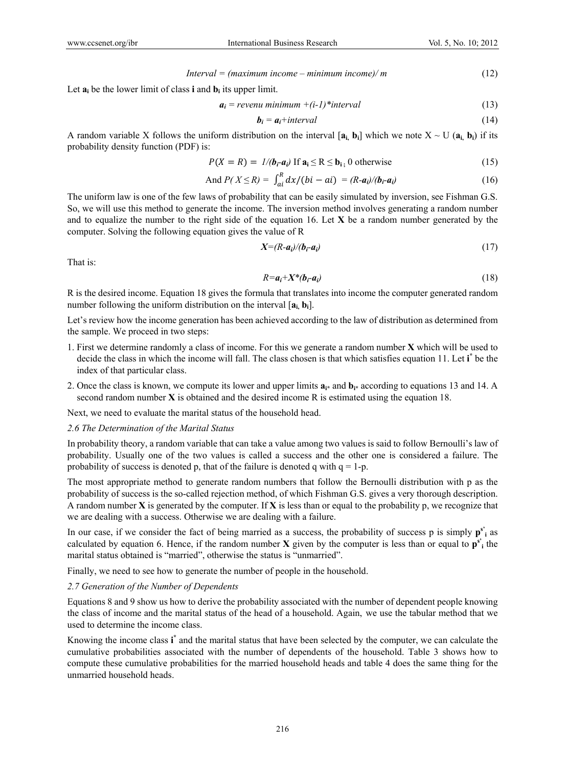$$Interval = (maximum\ income - minimum\ income)/\ m \tag{12}$$

Let $\mathbf{a_i}$ be the lower limit of class **i** and $\mathbf{b_i}$ its upper limit.

$$\boldsymbol{a_i} = revenu\ minimum + (i\text{-}1)*interval \tag{13}$$

$$\boldsymbol{b_i} = \boldsymbol{a_i} + interval \tag{14}$$

A random variable X follows the uniform distribution on the interval [$\mathbf{a_i}$, $\mathbf{b_i}$] which we note X ~ U ($\mathbf{a_i}$, $\mathbf{b_i}$) if its probability density function (PDF) is:

$$P(X = R) = 1/(\boldsymbol{b_i}\text{-}\boldsymbol{a_i}) \text{ If } \mathbf{a_i} \leq \mathrm{R} \leq \mathbf{b_i}\text{; 0 otherwise} \tag{15}$$

$$\text{And } P(X \leq R) = \int_{ai}^{R} dx/(bi - ai) = (R\text{-}\boldsymbol{a_i})/(\boldsymbol{b_i}\text{-}\boldsymbol{a_i}) \tag{16}$$

The uniform law is one of the few laws of probability that can be easily simulated by inversion, see Fishman G.S. So, we will use this method to generate the income. The inversion method involves generating a random number and to equalize the number to the right side of the equation 16. Let **X** be a random number generated by the computer. Solving the following equation gives the value of R

$$\boldsymbol{X} = (R\text{-}\boldsymbol{a_i})/(\boldsymbol{b_i}\text{-}\boldsymbol{a_i}) \tag{17}$$

That is:

$$R = \boldsymbol{a_i} + \boldsymbol{X}*(\boldsymbol{b_i}\text{-}\boldsymbol{a_i}) \tag{18}$$

R is the desired income. Equation 18 gives the formula that translates into income the computer generated random number following the uniform distribution on the interval [$\mathbf{a_i}$, $\mathbf{b_i}$].

Let's review how the income generation has been achieved according to the law of distribution as determined from the sample. We proceed in two steps:

1. First we determine randomly a class of income. For this we generate a random number **X** which will be used to decide the class in which the income will fall. The class chosen is that which satisfies equation 11. Let $\mathbf{i}^*$ be the index of that particular class.
2. Once the class is known, we compute its lower and upper limits $\mathbf{a_{i^*}}$ and $\mathbf{b_{i^*}}$ according to equations 13 and 14. A second random number **X** is obtained and the desired income R is estimated using the equation 18.

Next, we need to evaluate the marital status of the household head.

### *2.6 The Determination of the Marital Status*

In probability theory, a random variable that can take a value among two values is said to follow Bernoulli's law of probability. Usually one of the two values is called a success and the other one is considered a failure. The probability of success is denoted p, that of the failure is denoted q with q = 1-p.

The most appropriate method to generate random numbers that follow the Bernoulli distribution with p as the probability of success is the so-called rejection method, of which Fishman G.S. gives a very thorough description. A random number **X** is generated by the computer. If **X** is less than or equal to the probability p, we recognize that we are dealing with a success. Otherwise we are dealing with a failure.

In our case, if we consider the fact of being married as a success, the probability of success p is simply $\mathbf{p^{s^*}_i}$ as calculated by equation 6. Hence, if the random number **X** given by the computer is less than or equal to $\mathbf{p^{s^*}_i}$ the marital status obtained is "married", otherwise the status is "unmarried".

Finally, we need to see how to generate the number of people in the household.

### *2.7 Generation of the Number of Dependents*

Equations 8 and 9 show us how to derive the probability associated with the number of dependent people knowing the class of income and the marital status of the head of a household. Again, we use the tabular method that we used to determine the income class.

Knowing the income class $\mathbf{i}^*$ and the marital status that have been selected by the computer, we can calculate the cumulative probabilities associated with the number of dependents of the household. Table 3 shows how to compute these cumulative probabilities for the married household heads and table 4 does the same thing for the unmarried household heads.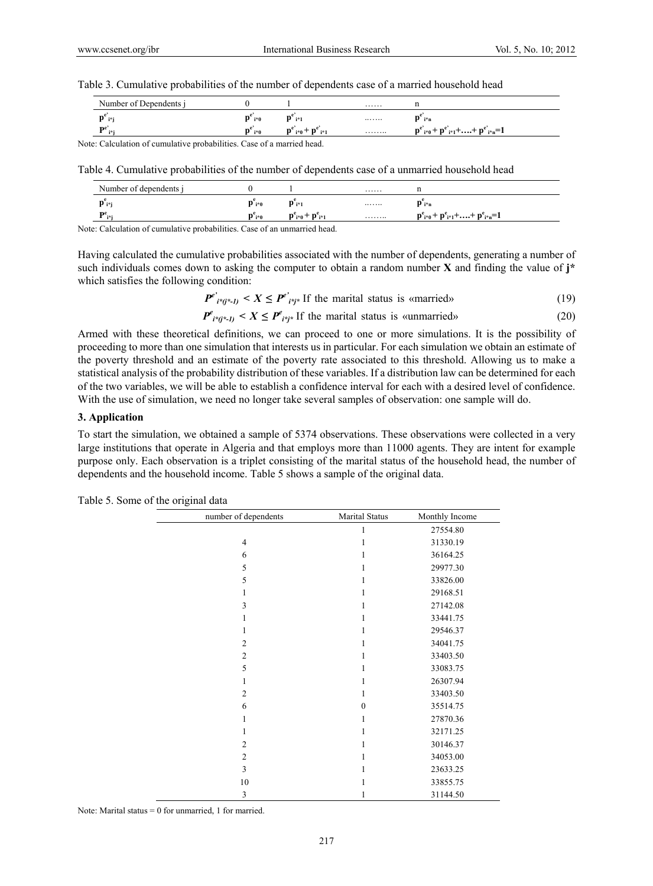Table 3. Cumulative probabilities of the number of dependents case of a married household head

| Number of Dependents j | 0 | 1 | …… | n |
|---|---|---|---|---|
| $p^{e'}_{i^*j}$ | $p^{e'}_{i^*0}$ | $p^{e'}_{i^*1}$ | ……. | $p^{e'}_{i^*n}$ |
| $P^{e'}_{i^*j}$ | $p^{e'}_{i^*0}$ | $p^{e'}_{i^*0} + p^{e'}_{i^*1}$ | …….. | $p^{e'}_{i^*0} + p^{e'}_{i^*1} + \ldots + p^{e'}_{i^*n} = 1$ |

Note: Calculation of cumulative probabilities. Case of a married head.

Table 4. Cumulative probabilities of the number of dependents case of a unmarried household head

| Number of dependents j | 0 | 1 | …… | n |
|---|---|---|---|---|
| $p^{e}_{i^*j}$ | $p^{e}_{i^*0}$ | $p^{e}_{i^*1}$ | ……. | $p^{e}_{i^*n}$ |
| $P^{e}_{i^*j}$ | $p^{e}_{i^*0}$ | $p^{e}_{i^*0} + p^{e}_{i^*1}$ | …….. | $p^{e}_{i^*0} + p^{e}_{i^*1} + \ldots + p^{e}_{i^*n} = 1$ |

Note: Calculation of cumulative probabilities. Case of an unmarried head.

Having calculated the cumulative probabilities associated with the number of dependents, generating a number of such individuals comes down to asking the computer to obtain a random number **X** and finding the value of **j*** which satisfies the following condition:

$$P^{e'}_{i^*(j^*-1)} < X \leq P^{e'}_{i^*j^*} \text{ If the marital status is «married»} \quad (19)$$

$$P^{e}_{i^*(j^*-1)} < X \leq P^{e}_{i^*j^*} \text{ If the marital status is «unmarried»} \quad (20)$$

Armed with these theoretical definitions, we can proceed to one or more simulations. It is the possibility of proceeding to more than one simulation that interests us in particular. For each simulation we obtain an estimate of the poverty threshold and an estimate of the poverty rate associated to this threshold. Allowing us to make a statistical analysis of the probability distribution of these variables. If a distribution law can be determined for each of the two variables, we will be able to establish a confidence interval for each with a desired level of confidence. With the use of simulation, we need no longer take several samples of observation: one sample will do.

### 3. Application

To start the simulation, we obtained a sample of 5374 observations. These observations were collected in a very large institutions that operate in Algeria and that employs more than 11000 agents. They are intent for example purpose only. Each observation is a triplet consisting of the marital status of the household head, the number of dependents and the household income. Table 5 shows a sample of the original data.

Table 5. Some of the original data

| number of dependents | Marital Status | Monthly Income |
|---|---|---|
| | 1 | 27554.80 |
| 4 | 1 | 31330.19 |
| 6 | 1 | 36164.25 |
| 5 | 1 | 29977.30 |
| 5 | 1 | 33826.00 |
| 1 | 1 | 29168.51 |
| 3 | 1 | 27142.08 |
| 1 | 1 | 33441.75 |
| 1 | 1 | 29546.37 |
| 2 | 1 | 34041.75 |
| 2 | 1 | 33403.50 |
| 5 | 1 | 33083.75 |
| 1 | 1 | 26307.94 |
| 2 | 1 | 33403.50 |
| 6 | 0 | 35514.75 |
| 1 | 1 | 27870.36 |
| 1 | 1 | 32171.25 |
| 2 | 1 | 30146.37 |
| 2 | 1 | 34053.00 |
| 3 | 1 | 23633.25 |
| 10 | 1 | 33855.75 |
| 3 | 1 | 31144.50 |

Note: Marital status = 0 for unmarried, 1 for married.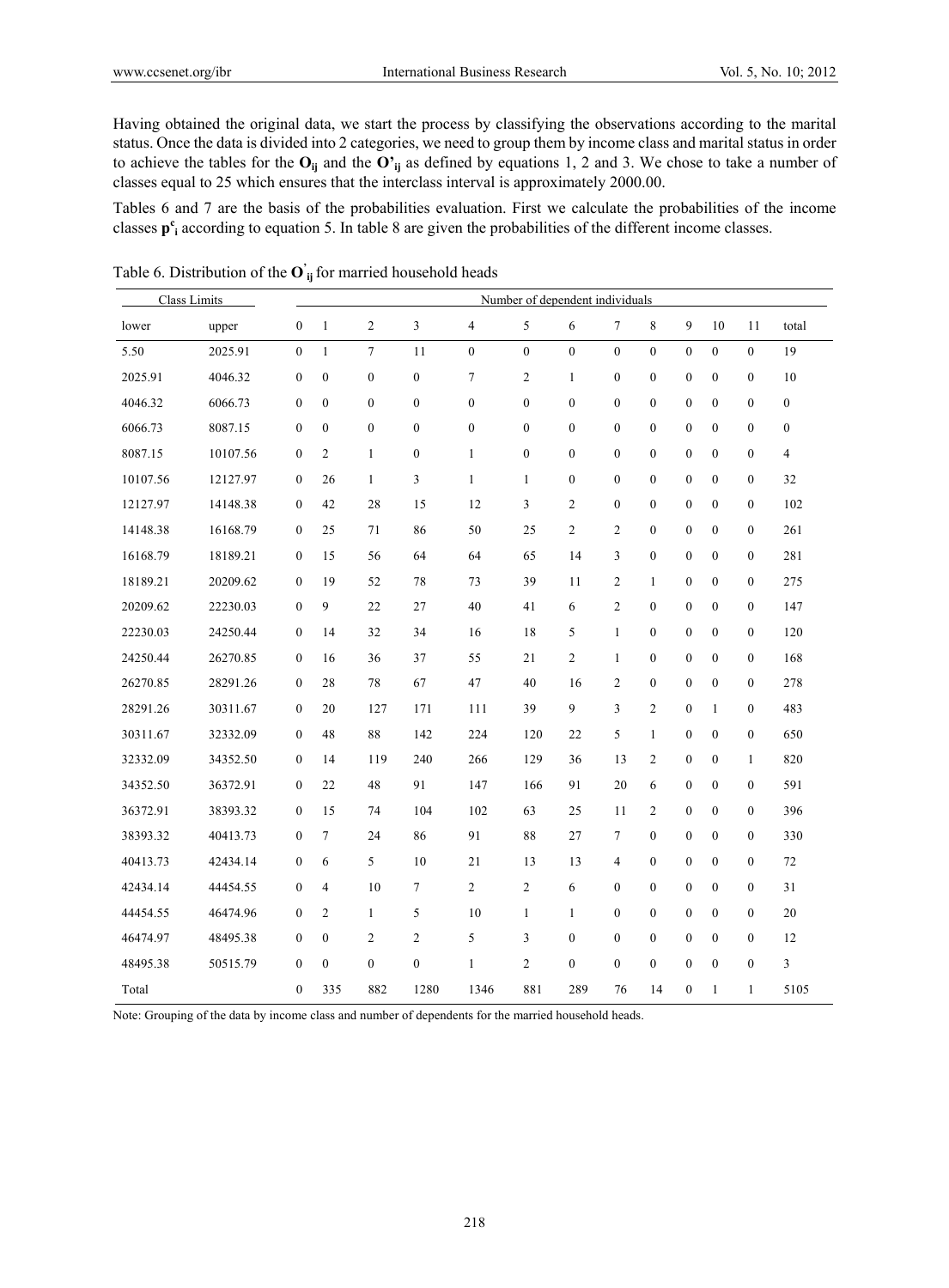Having obtained the original data, we start the process by classifying the observations according to the marital status. Once the data is divided into 2 categories, we need to group them by income class and marital status in order to achieve the tables for the $\mathbf{O_{ij}}$ and the $\mathbf{O'_{ij}}$ as defined by equations 1, 2 and 3. We chose to take a number of classes equal to 25 which ensures that the interclass interval is approximately 2000.00.

Tables 6 and 7 are the basis of the probabilities evaluation. First we calculate the probabilities of the income classes $\mathbf{p^c_i}$ according to equation 5. In table 8 are given the probabilities of the different income classes.

Table 6. Distribution of the $\mathbf{O'_{ij}}$ for married household heads

| Class Limits | | Number of dependent individuals | | | | | | | | | | | | |
|---|---|---|---|---|---|---|---|---|---|---|---|---|---|---|
| lower | upper | 0 | 1 | 2 | 3 | 4 | 5 | 6 | 7 | 8 | 9 | 10 | 11 | total |
| 5.50 | 2025.91 | 0 | 1 | 7 | 11 | 0 | 0 | 0 | 0 | 0 | 0 | 0 | 0 | 19 |
| 2025.91 | 4046.32 | 0 | 0 | 0 | 0 | 7 | 2 | 1 | 0 | 0 | 0 | 0 | 0 | 10 |
| 4046.32 | 6066.73 | 0 | 0 | 0 | 0 | 0 | 0 | 0 | 0 | 0 | 0 | 0 | 0 | 0 |
| 6066.73 | 8087.15 | 0 | 0 | 0 | 0 | 0 | 0 | 0 | 0 | 0 | 0 | 0 | 0 | 0 |
| 8087.15 | 10107.56 | 0 | 2 | 1 | 0 | 1 | 0 | 0 | 0 | 0 | 0 | 0 | 0 | 4 |
| 10107.56 | 12127.97 | 0 | 26 | 1 | 3 | 1 | 1 | 0 | 0 | 0 | 0 | 0 | 0 | 32 |
| 12127.97 | 14148.38 | 0 | 42 | 28 | 15 | 12 | 3 | 2 | 0 | 0 | 0 | 0 | 0 | 102 |
| 14148.38 | 16168.79 | 0 | 25 | 71 | 86 | 50 | 25 | 2 | 2 | 0 | 0 | 0 | 0 | 261 |
| 16168.79 | 18189.21 | 0 | 15 | 56 | 64 | 64 | 65 | 14 | 3 | 0 | 0 | 0 | 0 | 281 |
| 18189.21 | 20209.62 | 0 | 19 | 52 | 78 | 73 | 39 | 11 | 2 | 1 | 0 | 0 | 0 | 275 |
| 20209.62 | 22230.03 | 0 | 9 | 22 | 27 | 40 | 41 | 6 | 2 | 0 | 0 | 0 | 0 | 147 |
| 22230.03 | 24250.44 | 0 | 14 | 32 | 34 | 16 | 18 | 5 | 1 | 0 | 0 | 0 | 0 | 120 |
| 24250.44 | 26270.85 | 0 | 16 | 36 | 37 | 55 | 21 | 2 | 1 | 0 | 0 | 0 | 0 | 168 |
| 26270.85 | 28291.26 | 0 | 28 | 78 | 67 | 47 | 40 | 16 | 2 | 0 | 0 | 0 | 0 | 278 |
| 28291.26 | 30311.67 | 0 | 20 | 127 | 171 | 111 | 39 | 9 | 3 | 2 | 0 | 1 | 0 | 483 |
| 30311.67 | 32332.09 | 0 | 48 | 88 | 142 | 224 | 120 | 22 | 5 | 1 | 0 | 0 | 0 | 650 |
| 32332.09 | 34352.50 | 0 | 14 | 119 | 240 | 266 | 129 | 36 | 13 | 2 | 0 | 0 | 1 | 820 |
| 34352.50 | 36372.91 | 0 | 22 | 48 | 91 | 147 | 166 | 91 | 20 | 6 | 0 | 0 | 0 | 591 |
| 36372.91 | 38393.32 | 0 | 15 | 74 | 104 | 102 | 63 | 25 | 11 | 2 | 0 | 0 | 0 | 396 |
| 38393.32 | 40413.73 | 0 | 7 | 24 | 86 | 91 | 88 | 27 | 7 | 0 | 0 | 0 | 0 | 330 |
| 40413.73 | 42434.14 | 0 | 6 | 5 | 10 | 21 | 13 | 13 | 4 | 0 | 0 | 0 | 0 | 72 |
| 42434.14 | 44454.55 | 0 | 4 | 10 | 7 | 2 | 2 | 6 | 0 | 0 | 0 | 0 | 0 | 31 |
| 44454.55 | 46474.96 | 0 | 2 | 1 | 5 | 10 | 1 | 1 | 0 | 0 | 0 | 0 | 0 | 20 |
| 46474.97 | 48495.38 | 0 | 0 | 2 | 2 | 5 | 3 | 0 | 0 | 0 | 0 | 0 | 0 | 12 |
| 48495.38 | 50515.79 | 0 | 0 | 0 | 0 | 1 | 2 | 0 | 0 | 0 | 0 | 0 | 0 | 3 |
| Total | | 0 | 335 | 882 | 1280 | 1346 | 881 | 289 | 76 | 14 | 0 | 1 | 1 | 5105 |

Note: Grouping of the data by income class and number of dependents for the married household heads.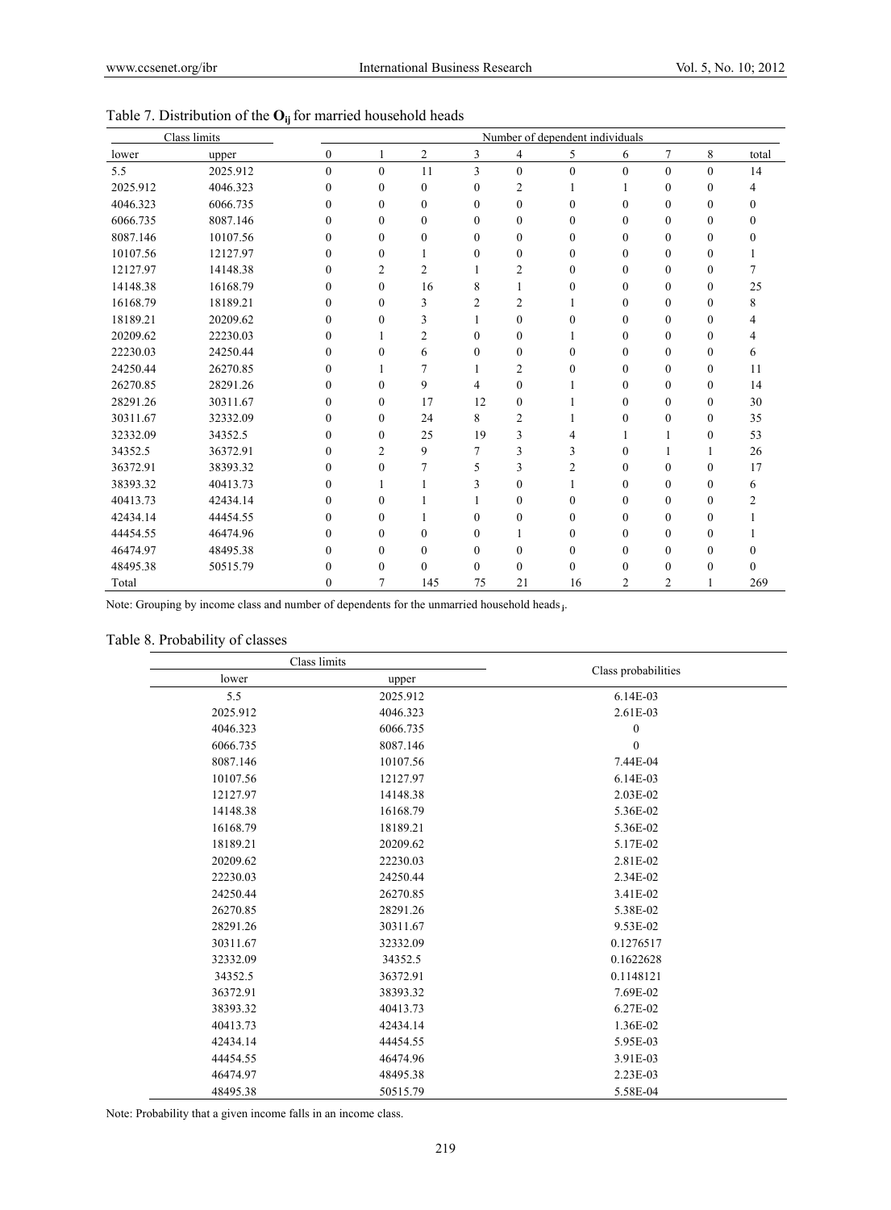Table 7. Distribution of the $\mathbf{O_{ij}}$ for married household heads

| Class limits | | Number of dependent individuals | | | | | | | | | |
|---|---|---|---|---|---|---|---|---|---|---|---|
| lower | upper | 0 | 1 | 2 | 3 | 4 | 5 | 6 | 7 | 8 | total |
| 5.5 | 2025.912 | 0 | 0 | 11 | 3 | 0 | 0 | 0 | 0 | 0 | 14 |
| 2025.912 | 4046.323 | 0 | 0 | 0 | 0 | 2 | 1 | 1 | 0 | 0 | 4 |
| 4046.323 | 6066.735 | 0 | 0 | 0 | 0 | 0 | 0 | 0 | 0 | 0 | 0 |
| 6066.735 | 8087.146 | 0 | 0 | 0 | 0 | 0 | 0 | 0 | 0 | 0 | 0 |
| 8087.146 | 10107.56 | 0 | 0 | 0 | 0 | 0 | 0 | 0 | 0 | 0 | 0 |
| 10107.56 | 12127.97 | 0 | 0 | 1 | 0 | 0 | 0 | 0 | 0 | 0 | 1 |
| 12127.97 | 14148.38 | 0 | 2 | 2 | 1 | 2 | 0 | 0 | 0 | 0 | 7 |
| 14148.38 | 16168.79 | 0 | 0 | 16 | 8 | 1 | 0 | 0 | 0 | 0 | 25 |
| 16168.79 | 18189.21 | 0 | 0 | 3 | 2 | 2 | 1 | 0 | 0 | 0 | 8 |
| 18189.21 | 20209.62 | 0 | 0 | 3 | 1 | 0 | 0 | 0 | 0 | 0 | 4 |
| 20209.62 | 22230.03 | 0 | 1 | 2 | 0 | 0 | 1 | 0 | 0 | 0 | 4 |
| 22230.03 | 24250.44 | 0 | 0 | 6 | 0 | 0 | 0 | 0 | 0 | 0 | 6 |
| 24250.44 | 26270.85 | 0 | 1 | 7 | 1 | 2 | 0 | 0 | 0 | 0 | 11 |
| 26270.85 | 28291.26 | 0 | 0 | 9 | 4 | 0 | 1 | 0 | 0 | 0 | 14 |
| 28291.26 | 30311.67 | 0 | 0 | 17 | 12 | 0 | 1 | 0 | 0 | 0 | 30 |
| 30311.67 | 32332.09 | 0 | 0 | 24 | 8 | 2 | 1 | 0 | 0 | 0 | 35 |
| 32332.09 | 34352.5 | 0 | 0 | 25 | 19 | 3 | 4 | 1 | 1 | 0 | 53 |
| 34352.5 | 36372.91 | 0 | 2 | 9 | 7 | 3 | 3 | 0 | 1 | 1 | 26 |
| 36372.91 | 38393.32 | 0 | 0 | 7 | 5 | 3 | 2 | 0 | 0 | 0 | 17 |
| 38393.32 | 40413.73 | 0 | 1 | 1 | 3 | 0 | 1 | 0 | 0 | 0 | 6 |
| 40413.73 | 42434.14 | 0 | 0 | 1 | 1 | 0 | 0 | 0 | 0 | 0 | 2 |
| 42434.14 | 44454.55 | 0 | 0 | 1 | 0 | 0 | 0 | 0 | 0 | 0 | 1 |
| 44454.55 | 46474.96 | 0 | 0 | 0 | 0 | 1 | 0 | 0 | 0 | 0 | 1 |
| 46474.97 | 48495.38 | 0 | 0 | 0 | 0 | 0 | 0 | 0 | 0 | 0 | 0 |
| 48495.38 | 50515.79 | 0 | 0 | 0 | 0 | 0 | 0 | 0 | 0 | 0 | 0 |
| Total | | 0 | 7 | 145 | 75 | 21 | 16 | 2 | 2 | 1 | 269 |

Note: Grouping by income class and number of dependents for the unmarried household heads $_{i}$.

Table 8. Probability of classes

| Class limits | | Class probabilities |
|---|---|---|
| lower | upper | |
| 5.5 | 2025.912 | 6.14E-03 |
| 2025.912 | 4046.323 | 2.61E-03 |
| 4046.323 | 6066.735 | 0 |
| 6066.735 | 8087.146 | 0 |
| 8087.146 | 10107.56 | 7.44E-04 |
| 10107.56 | 12127.97 | 6.14E-03 |
| 12127.97 | 14148.38 | 2.03E-02 |
| 14148.38 | 16168.79 | 5.36E-02 |
| 16168.79 | 18189.21 | 5.36E-02 |
| 18189.21 | 20209.62 | 5.17E-02 |
| 20209.62 | 22230.03 | 2.81E-02 |
| 22230.03 | 24250.44 | 2.34E-02 |
| 24250.44 | 26270.85 | 3.41E-02 |
| 26270.85 | 28291.26 | 5.38E-02 |
| 28291.26 | 30311.67 | 9.53E-02 |
| 30311.67 | 32332.09 | 0.1276517 |
| 32332.09 | 34352.5 | 0.1622628 |
| 34352.5 | 36372.91 | 0.1148121 |
| 36372.91 | 38393.32 | 7.69E-02 |
| 38393.32 | 40413.73 | 6.27E-02 |
| 40413.73 | 42434.14 | 1.36E-02 |
| 42434.14 | 44454.55 | 5.95E-03 |
| 44454.55 | 46474.96 | 3.91E-03 |
| 46474.97 | 48495.38 | 2.23E-03 |
| 48495.38 | 50515.79 | 5.58E-04 |

Note: Probability that a given income falls in an income class.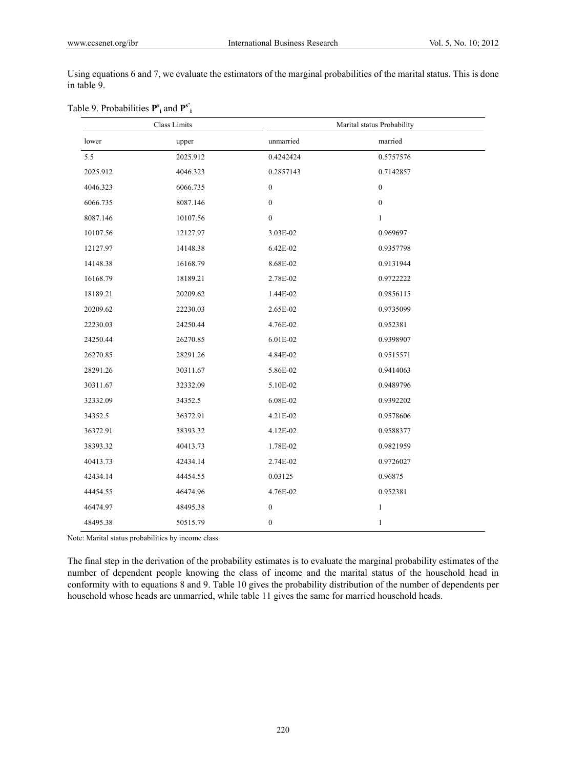Using equations 6 and 7, we evaluate the estimators of the marginal probabilities of the marital status. This is done in table 9.

Table 9. Probabilities $\mathbf{P}^{s}_{i}$ and $\mathbf{P}^{s'}_{i}$

| Class Limits | | Marital status Probability | |
|---|---|---|---|
| lower | upper | unmarried | married |
| 5.5 | 2025.912 | 0.4242424 | 0.5757576 |
| 2025.912 | 4046.323 | 0.2857143 | 0.7142857 |
| 4046.323 | 6066.735 | 0 | 0 |
| 6066.735 | 8087.146 | 0 | 0 |
| 8087.146 | 10107.56 | 0 | 1 |
| 10107.56 | 12127.97 | 3.03E-02 | 0.969697 |
| 12127.97 | 14148.38 | 6.42E-02 | 0.9357798 |
| 14148.38 | 16168.79 | 8.68E-02 | 0.9131944 |
| 16168.79 | 18189.21 | 2.78E-02 | 0.9722222 |
| 18189.21 | 20209.62 | 1.44E-02 | 0.9856115 |
| 20209.62 | 22230.03 | 2.65E-02 | 0.9735099 |
| 22230.03 | 24250.44 | 4.76E-02 | 0.952381 |
| 24250.44 | 26270.85 | 6.01E-02 | 0.9398907 |
| 26270.85 | 28291.26 | 4.84E-02 | 0.9515571 |
| 28291.26 | 30311.67 | 5.86E-02 | 0.9414063 |
| 30311.67 | 32332.09 | 5.10E-02 | 0.9489796 |
| 32332.09 | 34352.5 | 6.08E-02 | 0.9392202 |
| 34352.5 | 36372.91 | 4.21E-02 | 0.9578606 |
| 36372.91 | 38393.32 | 4.12E-02 | 0.9588377 |
| 38393.32 | 40413.73 | 1.78E-02 | 0.9821959 |
| 40413.73 | 42434.14 | 2.74E-02 | 0.9726027 |
| 42434.14 | 44454.55 | 0.03125 | 0.96875 |
| 44454.55 | 46474.96 | 4.76E-02 | 0.952381 |
| 46474.97 | 48495.38 | 0 | 1 |
| 48495.38 | 50515.79 | 0 | 1 |

Note: Marital status probabilities by income class.

The final step in the derivation of the probability estimates is to evaluate the marginal probability estimates of the number of dependent people knowing the class of income and the marital status of the household head in conformity with to equations 8 and 9. Table 10 gives the probability distribution of the number of dependents per household whose heads are unmarried, while table 11 gives the same for married household heads.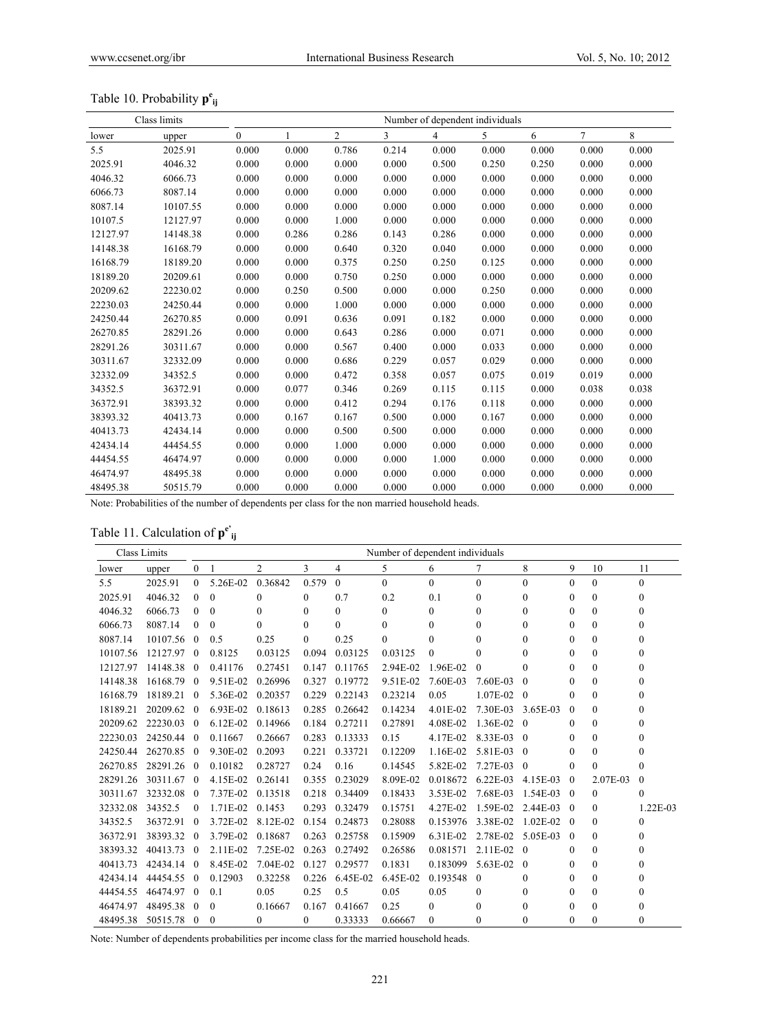Table 10. Probability $\mathbf{p}^{e}_{ij}$

| Class limits | | Number of dependent individuals | | | | | | | | |
|---|---|---|---|---|---|---|---|---|---|---|
| lower | upper | 0 | 1 | 2 | 3 | 4 | 5 | 6 | 7 | 8 |
| 5.5 | 2025.91 | 0.000 | 0.000 | 0.786 | 0.214 | 0.000 | 0.000 | 0.000 | 0.000 | 0.000 |
| 2025.91 | 4046.32 | 0.000 | 0.000 | 0.000 | 0.000 | 0.500 | 0.250 | 0.250 | 0.000 | 0.000 |
| 4046.32 | 6066.73 | 0.000 | 0.000 | 0.000 | 0.000 | 0.000 | 0.000 | 0.000 | 0.000 | 0.000 |
| 6066.73 | 8087.14 | 0.000 | 0.000 | 0.000 | 0.000 | 0.000 | 0.000 | 0.000 | 0.000 | 0.000 |
| 8087.14 | 10107.55 | 0.000 | 0.000 | 0.000 | 0.000 | 0.000 | 0.000 | 0.000 | 0.000 | 0.000 |
| 10107.5 | 12127.97 | 0.000 | 0.000 | 1.000 | 0.000 | 0.000 | 0.000 | 0.000 | 0.000 | 0.000 |
| 12127.97 | 14148.38 | 0.000 | 0.286 | 0.286 | 0.143 | 0.286 | 0.000 | 0.000 | 0.000 | 0.000 |
| 14148.38 | 16168.79 | 0.000 | 0.000 | 0.640 | 0.320 | 0.040 | 0.000 | 0.000 | 0.000 | 0.000 |
| 16168.79 | 18189.20 | 0.000 | 0.000 | 0.375 | 0.250 | 0.250 | 0.125 | 0.000 | 0.000 | 0.000 |
| 18189.20 | 20209.61 | 0.000 | 0.000 | 0.750 | 0.250 | 0.000 | 0.000 | 0.000 | 0.000 | 0.000 |
| 20209.62 | 22230.02 | 0.000 | 0.250 | 0.500 | 0.000 | 0.000 | 0.250 | 0.000 | 0.000 | 0.000 |
| 22230.03 | 24250.44 | 0.000 | 0.000 | 1.000 | 0.000 | 0.000 | 0.000 | 0.000 | 0.000 | 0.000 |
| 24250.44 | 26270.85 | 0.000 | 0.091 | 0.636 | 0.091 | 0.182 | 0.000 | 0.000 | 0.000 | 0.000 |
| 26270.85 | 28291.26 | 0.000 | 0.000 | 0.643 | 0.286 | 0.000 | 0.071 | 0.000 | 0.000 | 0.000 |
| 28291.26 | 30311.67 | 0.000 | 0.000 | 0.567 | 0.400 | 0.000 | 0.033 | 0.000 | 0.000 | 0.000 |
| 30311.67 | 32332.09 | 0.000 | 0.000 | 0.686 | 0.229 | 0.057 | 0.029 | 0.000 | 0.000 | 0.000 |
| 32332.09 | 34352.5 | 0.000 | 0.000 | 0.472 | 0.358 | 0.057 | 0.075 | 0.019 | 0.019 | 0.000 |
| 34352.5 | 36372.91 | 0.000 | 0.077 | 0.346 | 0.269 | 0.115 | 0.115 | 0.000 | 0.038 | 0.038 |
| 36372.91 | 38393.32 | 0.000 | 0.000 | 0.412 | 0.294 | 0.176 | 0.118 | 0.000 | 0.000 | 0.000 |
| 38393.32 | 40413.73 | 0.000 | 0.167 | 0.167 | 0.500 | 0.000 | 0.167 | 0.000 | 0.000 | 0.000 |
| 40413.73 | 42434.14 | 0.000 | 0.000 | 0.500 | 0.500 | 0.000 | 0.000 | 0.000 | 0.000 | 0.000 |
| 42434.14 | 44454.55 | 0.000 | 0.000 | 1.000 | 0.000 | 0.000 | 0.000 | 0.000 | 0.000 | 0.000 |
| 44454.55 | 46474.97 | 0.000 | 0.000 | 0.000 | 0.000 | 1.000 | 0.000 | 0.000 | 0.000 | 0.000 |
| 46474.97 | 48495.38 | 0.000 | 0.000 | 0.000 | 0.000 | 0.000 | 0.000 | 0.000 | 0.000 | 0.000 |
| 48495.38 | 50515.79 | 0.000 | 0.000 | 0.000 | 0.000 | 0.000 | 0.000 | 0.000 | 0.000 | 0.000 |

Note: Probabilities of the number of dependents per class for the non married household heads.

Table 11. Calculation of $\mathbf{p}^{e'}_{ij}$

| Class Limits | | Number of dependent individuals | | | | | | | | | | | |
|---|---|---|---|---|---|---|---|---|---|---|---|---|---|
| lower | upper | 0 | 1 | 2 | 3 | 4 | 5 | 6 | 7 | 8 | 9 | 10 | 11 |
| 5.5 | 2025.91 | 0 | 5.26E-02 | 0.36842 | 0.579 | 0 | 0 | 0 | 0 | 0 | 0 | 0 | 0 |
| 2025.91 | 4046.32 | 0 | 0 | 0 | 0 | 0.7 | 0.2 | 0.1 | 0 | 0 | 0 | 0 | 0 |
| 4046.32 | 6066.73 | 0 | 0 | 0 | 0 | 0 | 0 | 0 | 0 | 0 | 0 | 0 | 0 |
| 6066.73 | 8087.14 | 0 | 0 | 0 | 0 | 0 | 0 | 0 | 0 | 0 | 0 | 0 | 0 |
| 8087.14 | 10107.56 | 0 | 0.5 | 0.25 | 0 | 0.25 | 0 | 0 | 0 | 0 | 0 | 0 | 0 |
| 10107.56 | 12127.97 | 0 | 0.8125 | 0.03125 | 0.094 | 0.03125 | 0.03125 | 0 | 0 | 0 | 0 | 0 | 0 |
| 12127.97 | 14148.38 | 0 | 0.41176 | 0.27451 | 0.147 | 0.11765 | 2.94E-02 | 1.96E-02 | 0 | 0 | 0 | 0 | 0 |
| 14148.38 | 16168.79 | 0 | 9.51E-02 | 0.26996 | 0.327 | 0.19772 | 9.51E-02 | 7.60E-03 | 7.60E-03 | 0 | 0 | 0 | 0 |
| 16168.79 | 18189.21 | 0 | 5.36E-02 | 0.20357 | 0.229 | 0.22143 | 0.23214 | 0.05 | 1.07E-02 | 0 | 0 | 0 | 0 |
| 18189.21 | 20209.62 | 0 | 6.93E-02 | 0.18613 | 0.285 | 0.26642 | 0.14234 | 4.01E-02 | 7.30E-03 | 3.65E-03 | 0 | 0 | 0 |
| 20209.62 | 22230.03 | 0 | 6.12E-02 | 0.14966 | 0.184 | 0.27211 | 0.27891 | 4.08E-02 | 1.36E-02 | 0 | 0 | 0 | 0 |
| 22230.03 | 24250.44 | 0 | 0.11667 | 0.26667 | 0.283 | 0.13333 | 0.15 | 4.17E-02 | 8.33E-03 | 0 | 0 | 0 | 0 |
| 24250.44 | 26270.85 | 0 | 9.30E-02 | 0.2093 | 0.221 | 0.33721 | 0.12209 | 1.16E-02 | 5.81E-03 | 0 | 0 | 0 | 0 |
| 26270.85 | 28291.26 | 0 | 0.10182 | 0.28727 | 0.24 | 0.16 | 0.14545 | 5.82E-02 | 7.27E-03 | 0 | 0 | 0 | 0 |
| 28291.26 | 30311.67 | 0 | 4.15E-02 | 0.26141 | 0.355 | 0.23029 | 8.09E-02 | 0.018672 | 6.22E-03 | 4.15E-03 | 0 | 2.07E-03 | 0 |
| 30311.67 | 32332.08 | 0 | 7.37E-02 | 0.13518 | 0.218 | 0.34409 | 0.18433 | 3.53E-02 | 7.68E-03 | 1.54E-03 | 0 | 0 | 0 |
| 32332.08 | 34352.5 | 0 | 1.71E-02 | 0.1453 | 0.293 | 0.32479 | 0.15751 | 4.27E-02 | 1.59E-02 | 2.44E-03 | 0 | 0 | 1.22E-03 |
| 34352.5 | 36372.91 | 0 | 3.72E-02 | 8.12E-02 | 0.154 | 0.24873 | 0.28088 | 0.153976 | 3.38E-02 | 1.02E-02 | 0 | 0 | 0 |
| 36372.91 | 38393.32 | 0 | 3.79E-02 | 0.18687 | 0.263 | 0.25758 | 0.15909 | 6.31E-02 | 2.78E-02 | 5.05E-03 | 0 | 0 | 0 |
| 38393.32 | 40413.73 | 0 | 2.11E-02 | 7.25E-02 | 0.263 | 0.27492 | 0.26586 | 0.081571 | 2.11E-02 | 0 | 0 | 0 | 0 |
| 40413.73 | 42434.14 | 0 | 8.45E-02 | 7.04E-02 | 0.127 | 0.29577 | 0.1831 | 0.183099 | 5.63E-02 | 0 | 0 | 0 | 0 |
| 42434.14 | 44454.55 | 0 | 0.12903 | 0.32258 | 0.226 | 6.45E-02 | 6.45E-02 | 0.193548 | 0 | 0 | 0 | 0 | 0 |
| 44454.55 | 46474.97 | 0 | 0.1 | 0.05 | 0.25 | 0.5 | 0.05 | 0.05 | 0 | 0 | 0 | 0 | 0 |
| 46474.97 | 48495.38 | 0 | 0 | 0.16667 | 0.167 | 0.41667 | 0.25 | 0 | 0 | 0 | 0 | 0 | 0 |
| 48495.38 | 50515.78 | 0 | 0 | 0 | 0 | 0.33333 | 0.66667 | 0 | 0 | 0 | 0 | 0 | 0 |

Note: Number of dependents probabilities per income class for the married household heads.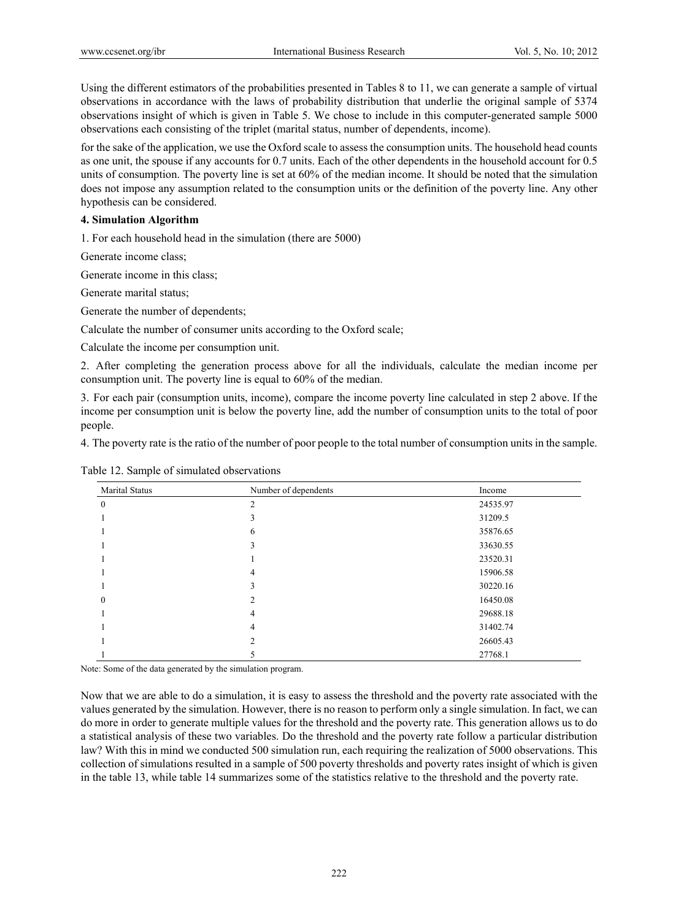Using the different estimators of the probabilities presented in Tables 8 to 11, we can generate a sample of virtual observations in accordance with the laws of probability distribution that underlie the original sample of 5374 observations insight of which is given in Table 5. We chose to include in this computer-generated sample 5000 observations each consisting of the triplet (marital status, number of dependents, income).

for the sake of the application, we use the Oxford scale to assess the consumption units. The household head counts as one unit, the spouse if any accounts for 0.7 units. Each of the other dependents in the household account for 0.5 units of consumption. The poverty line is set at 60% of the median income. It should be noted that the simulation does not impose any assumption related to the consumption units or the definition of the poverty line. Any other hypothesis can be considered.

**4. Simulation Algorithm**

1. For each household head in the simulation (there are 5000)

Generate income class;

Generate income in this class;

Generate marital status;

Generate the number of dependents;

Calculate the number of consumer units according to the Oxford scale;

Calculate the income per consumption unit.

2. After completing the generation process above for all the individuals, calculate the median income per consumption unit. The poverty line is equal to 60% of the median.

3. For each pair (consumption units, income), compare the income poverty line calculated in step 2 above. If the income per consumption unit is below the poverty line, add the number of consumption units to the total of poor people.

4. The poverty rate is the ratio of the number of poor people to the total number of consumption units in the sample.

Table 12. Sample of simulated observations

| Marital Status | Number of dependents | Income |
|---|---|---|
| 0 | 2 | 24535.97 |
| 1 | 3 | 31209.5 |
| 1 | 6 | 35876.65 |
| 1 | 3 | 33630.55 |
| 1 | 1 | 23520.31 |
| 1 | 4 | 15906.58 |
| 1 | 3 | 30220.16 |
| 0 | 2 | 16450.08 |
| 1 | 4 | 29688.18 |
| 1 | 4 | 31402.74 |
| 1 | 2 | 26605.43 |
| 1 | 5 | 27768.1 |

Note: Some of the data generated by the simulation program.

Now that we are able to do a simulation, it is easy to assess the threshold and the poverty rate associated with the values generated by the simulation. However, there is no reason to perform only a single simulation. In fact, we can do more in order to generate multiple values for the threshold and the poverty rate. This generation allows us to do a statistical analysis of these two variables. Do the threshold and the poverty rate follow a particular distribution law? With this in mind we conducted 500 simulation run, each requiring the realization of 5000 observations. This collection of simulations resulted in a sample of 500 poverty thresholds and poverty rates insight of which is given in the table 13, while table 14 summarizes some of the statistics relative to the threshold and the poverty rate.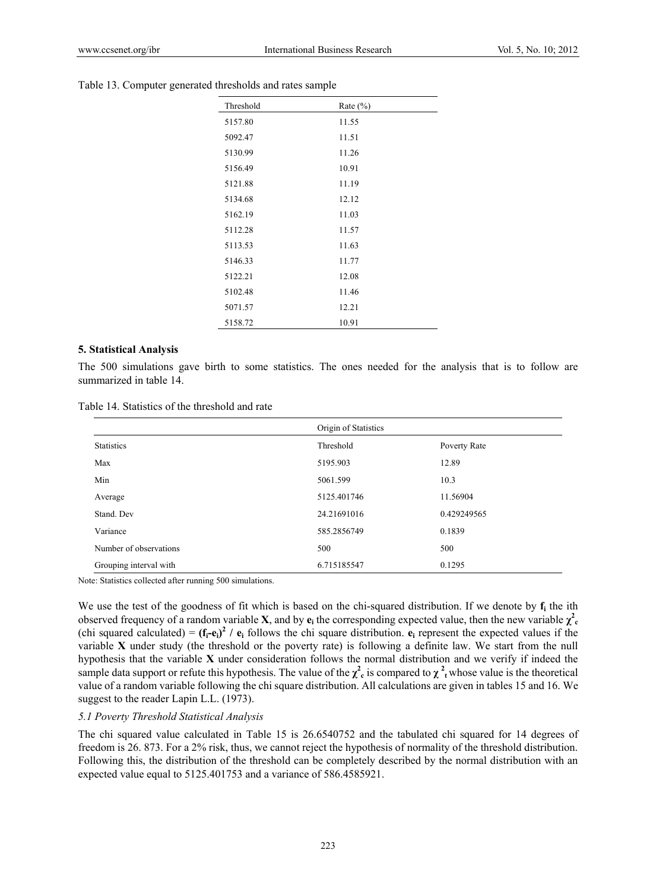Table 13. Computer generated thresholds and rates sample

| Threshold | Rate (%) |
|---|---|
| 5157.80 | 11.55 |
| 5092.47 | 11.51 |
| 5130.99 | 11.26 |
| 5156.49 | 10.91 |
| 5121.88 | 11.19 |
| 5134.68 | 12.12 |
| 5162.19 | 11.03 |
| 5112.28 | 11.57 |
| 5113.53 | 11.63 |
| 5146.33 | 11.77 |
| 5122.21 | 12.08 |
| 5102.48 | 11.46 |
| 5071.57 | 12.21 |
| 5158.72 | 10.91 |

## 5. Statistical Analysis

The 500 simulations gave birth to some statistics. The ones needed for the analysis that is to follow are summarized in table 14.

Table 14. Statistics of the threshold and rate

| | Origin of Statistics | |
|---|---|---|
| Statistics | Threshold | Poverty Rate |
| Max | 5195.903 | 12.89 |
| Min | 5061.599 | 10.3 |
| Average | 5125.401746 | 11.56904 |
| Stand. Dev | 24.21691016 | 0.429249565 |
| Variance | 585.2856749 | 0.1839 |
| Number of observations | 500 | 500 |
| Grouping interval with | 6.715185547 | 0.1295 |

Note: Statistics collected after running 500 simulations.

We use the test of the goodness of fit which is based on the chi-squared distribution. If we denote by $\mathbf{f_i}$ the ith observed frequency of a random variable $\mathbf{X}$, and by $\mathbf{e_i}$ the corresponding expected value, then the new variable $\chi^2_c$ (chi squared calculated) = $(\mathbf{f_i}-\mathbf{e_i})^2 / \mathbf{e_i}$ follows the chi square distribution. $\mathbf{e_i}$ represent the expected values if the variable $\mathbf{X}$ under study (the threshold or the poverty rate) is following a definite law. We start from the null hypothesis that the variable $\mathbf{X}$ under consideration follows the normal distribution and we verify if indeed the sample data support or refute this hypothesis. The value of the $\chi^2_c$ is compared to $\chi^2_t$ whose value is the theoretical value of a random variable following the chi square distribution. All calculations are given in tables 15 and 16. We suggest to the reader Lapin L.L. (1973).

### *5.1 Poverty Threshold Statistical Analysis*

The chi squared value calculated in Table 15 is 26.6540752 and the tabulated chi squared for 14 degrees of freedom is 26. 873. For a 2% risk, thus, we cannot reject the hypothesis of normality of the threshold distribution. Following this, the distribution of the threshold can be completely described by the normal distribution with an expected value equal to 5125.401753 and a variance of 586.4585921.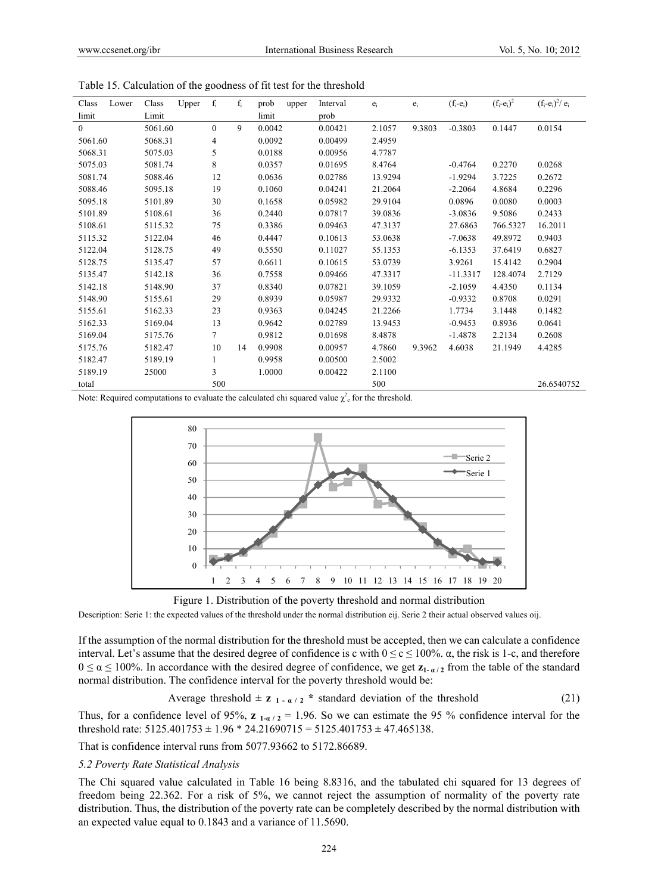Table 15. Calculation of the goodness of fit test for the threshold

| Class Lower limit | Class Upper Limit | $f_i$ | $f_i$ | prob upper limit | Interval prob | $e_i$ | $e_i$ | $(f_i-e_i)$ | $(f_i-e_i)^2$ | $(f_i-e_i)^2/e_i$ |
|---|---|---|---|---|---|---|---|---|---|---|
| 0 | 5061.60 | 0 | 9 | 0.0042 | 0.00421 | 2.1057 | 9.3803 | -0.3803 | 0.1447 | 0.0154 |
| 5061.60 | 5068.31 | 4 | | 0.0092 | 0.00499 | 2.4959 | | | | |
| 5068.31 | 5075.03 | 5 | | 0.0188 | 0.00956 | 4.7787 | | | | |
| 5075.03 | 5081.74 | 8 | | 0.0357 | 0.01695 | 8.4764 | | -0.4764 | 0.2270 | 0.0268 |
| 5081.74 | 5088.46 | 12 | | 0.0636 | 0.02786 | 13.9294 | | -1.9294 | 3.7225 | 0.2672 |
| 5088.46 | 5095.18 | 19 | | 0.1060 | 0.04241 | 21.2064 | | -2.2064 | 4.8684 | 0.2296 |
| 5095.18 | 5101.89 | 30 | | 0.1658 | 0.05982 | 29.9104 | | 0.0896 | 0.0080 | 0.0003 |
| 5101.89 | 5108.61 | 36 | | 0.2440 | 0.07817 | 39.0836 | | -3.0836 | 9.5086 | 0.2433 |
| 5108.61 | 5115.32 | 75 | | 0.3386 | 0.09463 | 47.3137 | | 27.6863 | 766.5327 | 16.2011 |
| 5115.32 | 5122.04 | 46 | | 0.4447 | 0.10613 | 53.0638 | | -7.0638 | 49.8972 | 0.9403 |
| 5122.04 | 5128.75 | 49 | | 0.5550 | 0.11027 | 55.1353 | | -6.1353 | 37.6419 | 0.6827 |
| 5128.75 | 5135.47 | 57 | | 0.6611 | 0.10615 | 53.0739 | | 3.9261 | 15.4142 | 0.2904 |
| 5135.47 | 5142.18 | 36 | | 0.7558 | 0.09466 | 47.3317 | | -11.3317 | 128.4074 | 2.7129 |
| 5142.18 | 5148.90 | 37 | | 0.8340 | 0.07821 | 39.1059 | | -2.1059 | 4.4350 | 0.1134 |
| 5148.90 | 5155.61 | 29 | | 0.8939 | 0.05987 | 29.9332 | | -0.9332 | 0.8708 | 0.0291 |
| 5155.61 | 5162.33 | 23 | | 0.9363 | 0.04245 | 21.2266 | | 1.7734 | 3.1448 | 0.1482 |
| 5162.33 | 5169.04 | 13 | | 0.9642 | 0.02789 | 13.9453 | | -0.9453 | 0.8936 | 0.0641 |
| 5169.04 | 5175.76 | 7 | | 0.9812 | 0.01698 | 8.4878 | | -1.4878 | 2.2134 | 0.2608 |
| 5175.76 | 5182.47 | 10 | 14 | 0.9908 | 0.00957 | 4.7860 | 9.3962 | 4.6038 | 21.1949 | 4.4285 |
| 5182.47 | 5189.19 | 1 | | 0.9958 | 0.00500 | 2.5002 | | | | |
| 5189.19 | 25000 | 3 | | 1.0000 | 0.00422 | 2.1100 | | | | |
| total | | 500 | | | | 500 | | | | 26.6540752 |

Note: Required computations to evaluate the calculated chi squared value $\chi^2_c$ for the threshold.

Figure 1. Distribution of the poverty threshold and normal distribution

Description: Serie 1: the expected values of the threshold under the normal distribution eij. Serie 2 their actual observed values oij.

If the assumption of the normal distribution for the threshold must be accepted, then we can calculate a confidence interval. Let's assume that the desired degree of confidence is c with $0 \leq c \leq 100\%$. α, the risk is 1-c, and therefore $0 \leq \alpha \leq 100\%$. In accordance with the desired degree of confidence, we get $\mathbf{z}_{1-\alpha/2}$ from the table of the standard normal distribution. The confidence interval for the poverty threshold would be:

$$\text{Average threshold} \pm \mathbf{z}_{1-\alpha/2} * \text{standard deviation of the threshold} \tag{21}$$

Thus, for a confidence level of 95%, $\mathbf{z}_{1-\alpha/2} = 1.96$. So we can estimate the 95 % confidence interval for the threshold rate: 5125.401753 ± 1.96 * 24.21690715 = 5125.401753 ± 47.465138.

That is confidence interval runs from 5077.93662 to 5172.86689.

### 5.2 Poverty Rate Statistical Analysis

The Chi squared value calculated in Table 16 being 8.8316, and the tabulated chi squared for 13 degrees of freedom being 22.362. For a risk of 5%, we cannot reject the assumption of normality of the poverty rate distribution. Thus, the distribution of the poverty rate can be completely described by the normal distribution with an expected value equal to 0.1843 and a variance of 11.5690.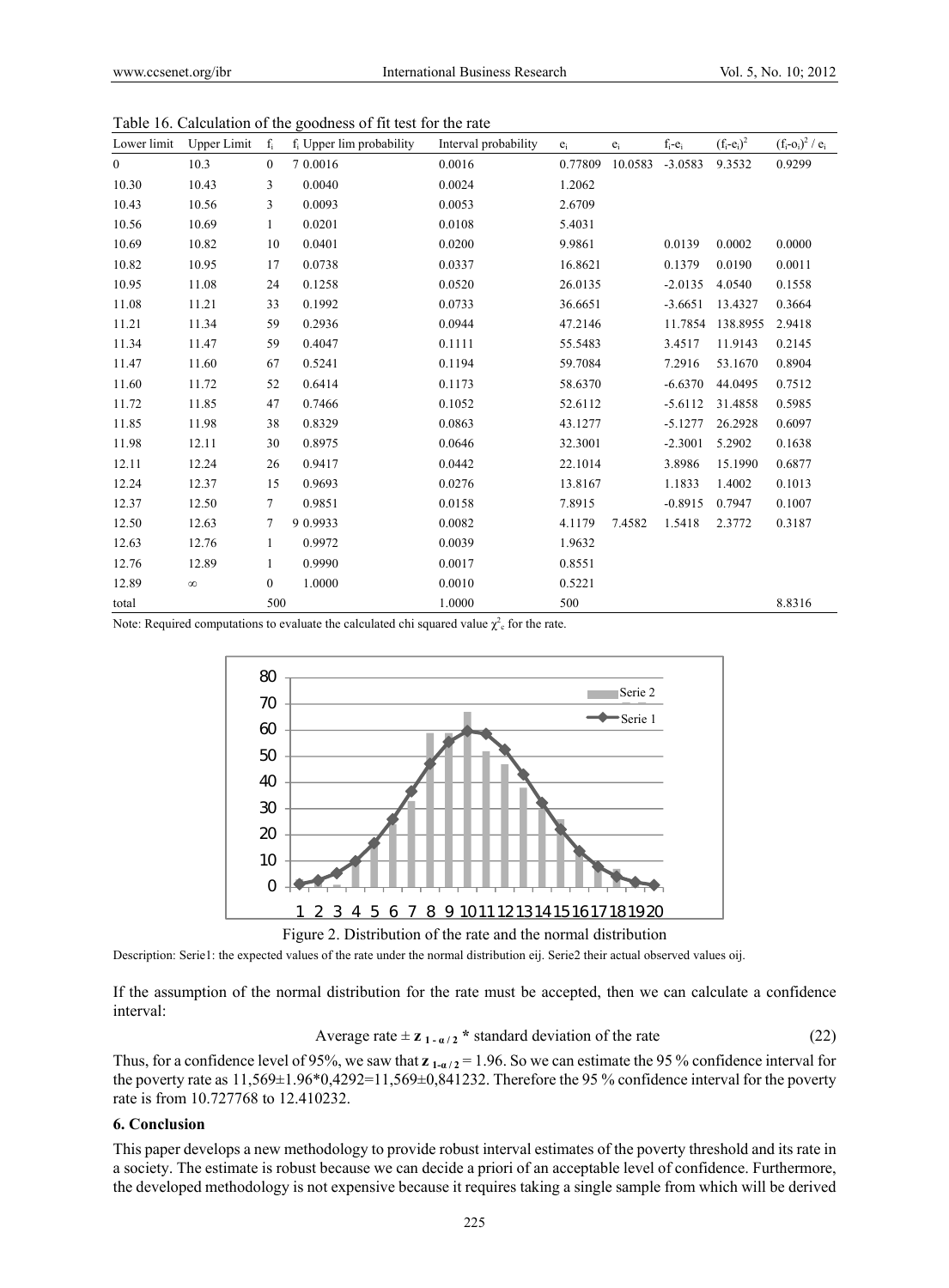Table 16. Calculation of the goodness of fit test for the rate

| Lower limit | Upper Limit | $f_i$ | $f_i$ Upper lim probability | Interval probability | $e_i$ | $e_i$ | $f_i$-$e_i$ | $(f_i-e_i)^2$ | $(f_i-o_i)^2 / e_i$ |
|---|---|---|---|---|---|---|---|---|---|
| 0 | 10.3 | 0 | 7 0.0016 | 0.0016 | 0.77809 | 10.0583 | -3.0583 | 9.3532 | 0.9299 |
| 10.30 | 10.43 | 3 | 0.0040 | 0.0024 | 1.2062 | | | | |
| 10.43 | 10.56 | 3 | 0.0093 | 0.0053 | 2.6709 | | | | |
| 10.56 | 10.69 | 1 | 0.0201 | 0.0108 | 5.4031 | | | | |
| 10.69 | 10.82 | 10 | 0.0401 | 0.0200 | 9.9861 | | 0.0139 | 0.0002 | 0.0000 |
| 10.82 | 10.95 | 17 | 0.0738 | 0.0337 | 16.8621 | | 0.1379 | 0.0190 | 0.0011 |
| 10.95 | 11.08 | 24 | 0.1258 | 0.0520 | 26.0135 | | -2.0135 | 4.0540 | 0.1558 |
| 11.08 | 11.21 | 33 | 0.1992 | 0.0733 | 36.6651 | | -3.6651 | 13.4327 | 0.3664 |
| 11.21 | 11.34 | 59 | 0.2936 | 0.0944 | 47.2146 | | 11.7854 | 138.8955 | 2.9418 |
| 11.34 | 11.47 | 59 | 0.4047 | 0.1111 | 55.5483 | | 3.4517 | 11.9143 | 0.2145 |
| 11.47 | 11.60 | 67 | 0.5241 | 0.1194 | 59.7084 | | 7.2916 | 53.1670 | 0.8904 |
| 11.60 | 11.72 | 52 | 0.6414 | 0.1173 | 58.6370 | | -6.6370 | 44.0495 | 0.7512 |
| 11.72 | 11.85 | 47 | 0.7466 | 0.1052 | 52.6112 | | -5.6112 | 31.4858 | 0.5985 |
| 11.85 | 11.98 | 38 | 0.8329 | 0.0863 | 43.1277 | | -5.1277 | 26.2928 | 0.6097 |
| 11.98 | 12.11 | 30 | 0.8975 | 0.0646 | 32.3001 | | -2.3001 | 5.2902 | 0.1638 |
| 12.11 | 12.24 | 26 | 0.9417 | 0.0442 | 22.1014 | | 3.8986 | 15.1990 | 0.6877 |
| 12.24 | 12.37 | 15 | 0.9693 | 0.0276 | 13.8167 | | 1.1833 | 1.4002 | 0.1013 |
| 12.37 | 12.50 | 7 | 0.9851 | 0.0158 | 7.8915 | | -0.8915 | 0.7947 | 0.1007 |
| 12.50 | 12.63 | 7 | 9 0.9933 | 0.0082 | 4.1179 | 7.4582 | 1.5418 | 2.3772 | 0.3187 |
| 12.63 | 12.76 | 1 | 0.9972 | 0.0039 | 1.9632 | | | | |
| 12.76 | 12.89 | 1 | 0.9990 | 0.0017 | 0.8551 | | | | |
| 12.89 | ∞ | 0 | 1.0000 | 0.0010 | 0.5221 | | | | |
| total | | 500 | | 1.0000 | 500 | | | | 8.8316 |

Note: Required computations to evaluate the calculated chi squared value $\chi^2_c$ for the rate.

Figure 2. Distribution of the rate and the normal distribution

Description: Serie1: the expected values of the rate under the normal distribution eij. Serie2 their actual observed values oij.

If the assumption of the normal distribution for the rate must be accepted, then we can calculate a confidence interval:

$$\text{Average rate} \pm \mathbf{z}_{1-\alpha/2} * \text{standard deviation of the rate} \quad (22)$$

Thus, for a confidence level of 95%, we saw that $\mathbf{z}_{1-\alpha/2} = 1.96$. So we can estimate the 95 % confidence interval for the poverty rate as 11,569±1.96*0,4292=11,569±0,841232. Therefore the 95 % confidence interval for the poverty rate is from 10.727768 to 12.410232.

## 6. Conclusion

This paper develops a new methodology to provide robust interval estimates of the poverty threshold and its rate in a society. The estimate is robust because we can decide a priori of an acceptable level of confidence. Furthermore, the developed methodology is not expensive because it requires taking a single sample from which will be derived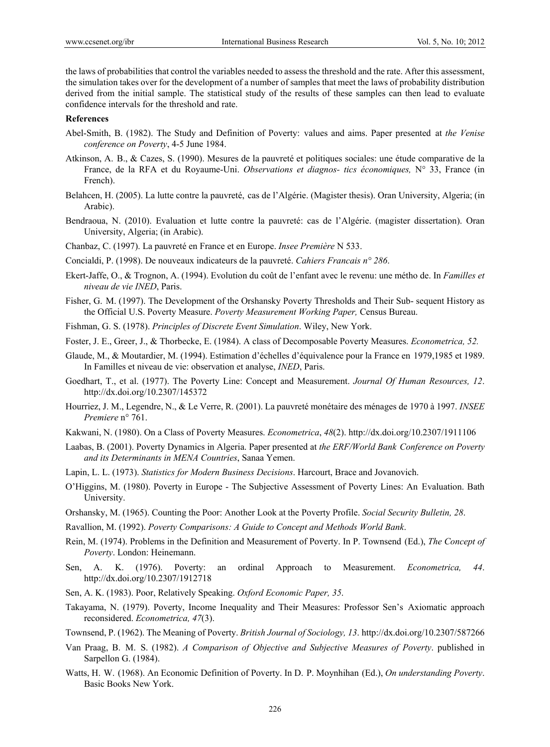the laws of probabilities that control the variables needed to assess the threshold and the rate. After this assessment, the simulation takes over for the development of a number of samples that meet the laws of probability distribution derived from the initial sample. The statistical study of the results of these samples can then lead to evaluate confidence intervals for the threshold and rate.

**References**

Abel-Smith, B. (1982). The Study and Definition of Poverty: values and aims. Paper presented at *the Venise conference on Poverty*, 4-5 June 1984.

Atkinson, A. B., & Cazes, S. (1990). Mesures de la pauvreté et politiques sociales: une étude comparative de la France, de la RFA et du Royaume-Uni. *Observations et diagnos- tics économiques,* N° 33, France (in French).

Belahcen, H. (2005). La lutte contre la pauvreté, cas de l'Algérie. (Magister thesis). Oran University, Algeria; (in Arabic).

Bendraoua, N. (2010). Evaluation et lutte contre la pauvreté: cas de l'Algérie. (magister dissertation). Oran University, Algeria; (in Arabic).

Chanbaz, C. (1997). La pauvreté en France et en Europe. *Insee Première* N 533.

Concialdi, P. (1998). De nouveaux indicateurs de la pauvreté. *Cahiers Francais n° 286*.

Ekert-Jaffe, O., & Trognon, A. (1994). Evolution du coût de l'enfant avec le revenu: une métho de. In *Familles et niveau de vie INED*, Paris.

Fisher, G. M. (1997). The Development of the Orshansky Poverty Thresholds and Their Sub- sequent History as the Official U.S. Poverty Measure. *Poverty Measurement Working Paper,* Census Bureau.

Fishman, G. S. (1978). *Principles of Discrete Event Simulation*. Wiley, New York.

Foster, J. E., Greer, J., & Thorbecke, E. (1984). A class of Decomposable Poverty Measures. *Econometrica, 52.*

Glaude, M., & Moutardier, M. (1994). Estimation d'échelles d'équivalence pour la France en 1979,1985 et 1989. In Familles et niveau de vie: observation et analyse, *INED*, Paris.

Goedhart, T., et al. (1977). The Poverty Line: Concept and Measurement. *Journal Of Human Resources, 12*. http://dx.doi.org/10.2307/145372

Hourriez, J. M., Legendre, N., & Le Verre, R. (2001). La pauvreté monétaire des ménages de 1970 à 1997. *INSEE Premiere* n° 761.

Kakwani, N. (1980). On a Class of Poverty Measures. *Econometrica*, *48*(2). http://dx.doi.org/10.2307/1911106

Laabas, B. (2001). Poverty Dynamics in Algeria. Paper presented at *the ERF/World Bank Conference on Poverty and its Determinants in MENA Countries*, Sanaa Yemen.

Lapin, L. L. (1973). *Statistics for Modern Business Decisions*. Harcourt, Brace and Jovanovich.

O'Higgins, M. (1980). Poverty in Europe - The Subjective Assessment of Poverty Lines: An Evaluation. Bath University.

Orshansky, M. (1965). Counting the Poor: Another Look at the Poverty Profile. *Social Security Bulletin, 28*.

Ravallion, M. (1992). *Poverty Comparisons: A Guide to Concept and Methods World Bank*.

Rein, M. (1974). Problems in the Definition and Measurement of Poverty. In P. Townsend (Ed.), *The Concept of Poverty*. London: Heinemann.

Sen, A. K. (1976). Poverty: an ordinal Approach to Measurement. *Econometrica, 44*. http://dx.doi.org/10.2307/1912718

Sen, A. K. (1983). Poor, Relatively Speaking. *Oxford Economic Paper, 35*.

Takayama, N. (1979). Poverty, Income Inequality and Their Measures: Professor Sen's Axiomatic approach reconsidered. *Econometrica, 47*(3).

Townsend, P. (1962). The Meaning of Poverty. *British Journal of Sociology, 13*. http://dx.doi.org/10.2307/587266

Van Praag, B. M. S. (1982). *A Comparison of Objective and Subjective Measures of Poverty*. published in Sarpellon G. (1984).

Watts, H. W. (1968). An Economic Definition of Poverty. In D. P. Moynhihan (Ed.), *On understanding Poverty*. Basic Books New York.